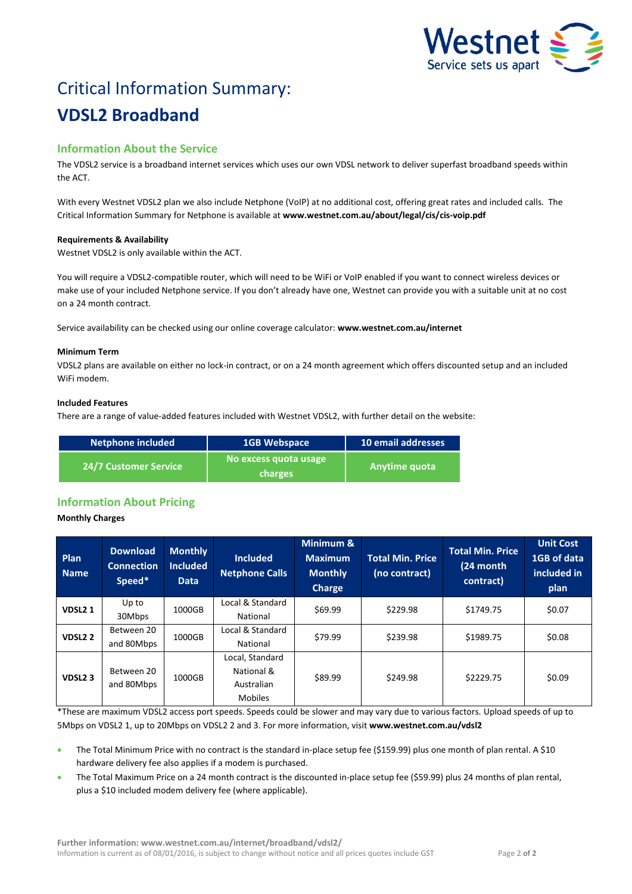# Critical Information Summary:

# VDSL2 Broadband

## Information About the Service

The VDSL2 service is a broadband internet services which uses our own VDSL network to deliver superfast broadband speeds within the ACT.

With every Westnet VDSL2 plan we also include Netphone (VoIP) at no additional cost, offering great rates and included calls. The Critical Information Summary for Netphone is available at **www.westnet.com.au/about/legal/cis/cis-voip.pdf**

**Requirements & Availability**

Westnet VDSL2 is only available within the ACT.

You will require a VDSL2-compatible router, which will need to be WiFi or VoIP enabled if you want to connect wireless devices or make use of your included Netphone service. If you don't already have one, Westnet can provide you with a suitable unit at no cost on a 24 month contract.

Service availability can be checked using our online coverage calculator: **www.westnet.com.au/internet**

**Minimum Term**

VDSL2 plans are available on either no lock-in contract, or on a 24 month agreement which offers discounted setup and an included WiFi modem.

**Included Features**

There are a range of value-added features included with Westnet VDSL2, with further detail on the website:

| Netphone included | 1GB Webspace | 10 email addresses |
|---|---|---|
| 24/7 Customer Service | No excess quota usage charges | Anytime quota |

## Information About Pricing

**Monthly Charges**

| Plan Name | Download Connection Speed* | Monthly Included Data | Included Netphone Calls | Minimum & Maximum Monthly Charge | Total Min. Price (no contract) | Total Min. Price (24 month contract) | Unit Cost 1GB of data included in plan |
|---|---|---|---|---|---|---|---|
| **VDSL2 1** | Up to 30Mbps | 1000GB | Local & Standard National | $69.99 | $229.98 | $1749.75 | $0.07 |
| **VDSL2 2** | Between 20 and 80Mbps | 1000GB | Local & Standard National | $79.99 | $239.98 | $1989.75 | $0.08 |
| **VDSL2 3** | Between 20 and 80Mbps | 1000GB | Local, Standard National & Australian Mobiles | $89.99 | $249.98 | $2229.75 | $0.09 |

*These are maximum VDSL2 access port speeds. Speeds could be slower and may vary due to various factors. Upload speeds of up to 5Mbps on VDSL2 1, up to 20Mbps on VDSL2 2 and 3. For more information, visit **www.westnet.com.au/vdsl2**

- The Total Minimum Price with no contract is the standard in-place setup fee ($159.99) plus one month of plan rental. A $10 hardware delivery fee also applies if a modem is purchased.
- The Total Maximum Price on a 24 month contract is the discounted in-place setup fee ($59.99) plus 24 months of plan rental, plus a $10 included modem delivery fee (where applicable).

**Further information: www.westnet.com.au/internet/broadband/vdsl2/**

Information is current as of 08/01/2016, is subject to change without notice and all prices quotes include GST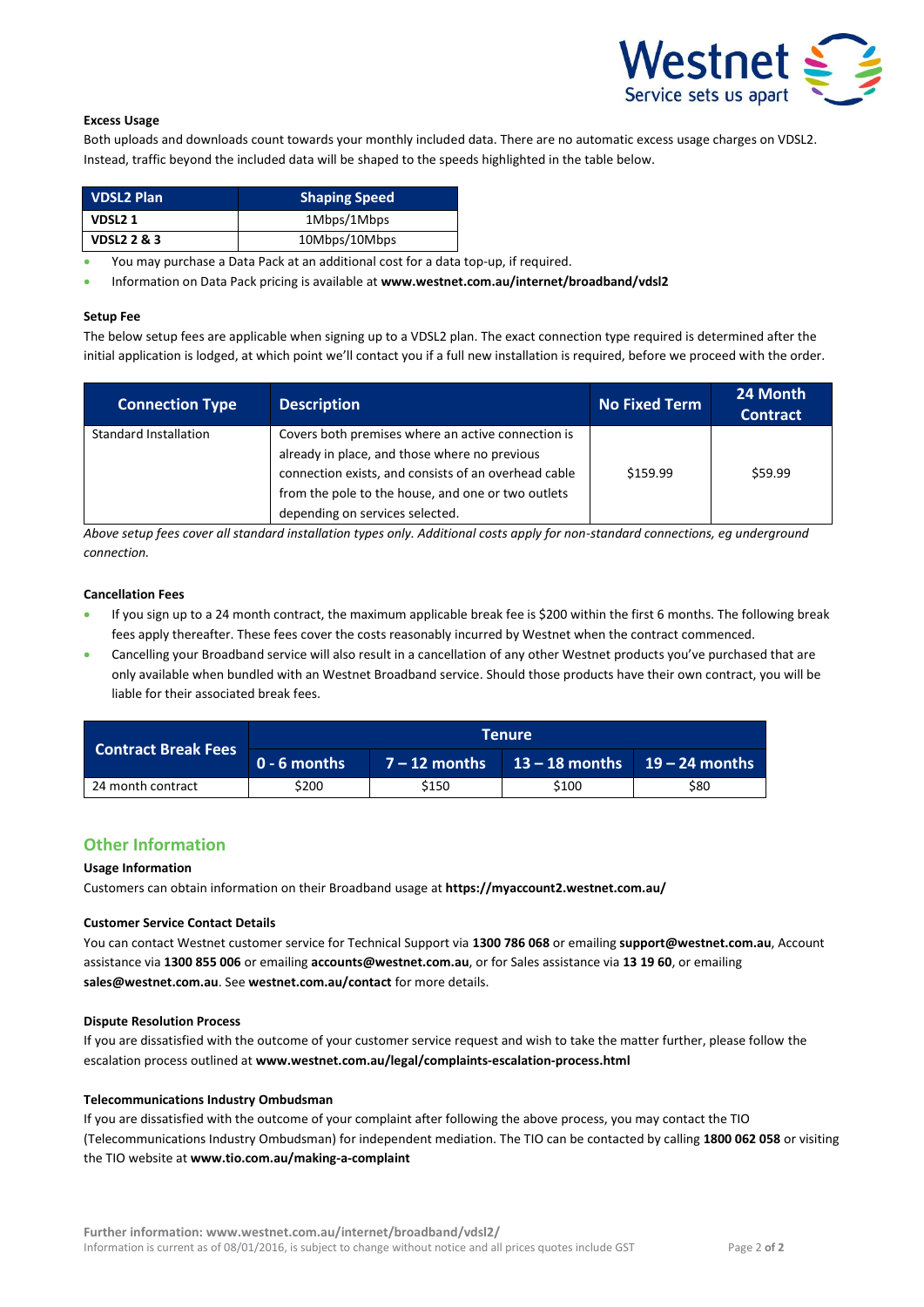**Excess Usage**

Both uploads and downloads count towards your monthly included data. There are no automatic excess usage charges on VDSL2. Instead, traffic beyond the included data will be shaped to the speeds highlighted in the table below.

| VDSL2 Plan | Shaping Speed |
|---|---|
| **VDSL2 1** | 1Mbps/1Mbps |
| **VDSL2 2 & 3** | 10Mbps/10Mbps |

- You may purchase a Data Pack at an additional cost for a data top-up, if required.
- Information on Data Pack pricing is available at **www.westnet.com.au/internet/broadband/vdsl2**

**Setup Fee**

The below setup fees are applicable when signing up to a VDSL2 plan. The exact connection type required is determined after the initial application is lodged, at which point we'll contact you if a full new installation is required, before we proceed with the order.

| Connection Type | Description | No Fixed Term | 24 Month Contract |
|---|---|---|---|
| Standard Installation | Covers both premises where an active connection is already in place, and those where no previous connection exists, and consists of an overhead cable from the pole to the house, and one or two outlets depending on services selected. | $159.99 | $59.99 |

*Above setup fees cover all standard installation types only. Additional costs apply for non-standard connections, eg underground connection.*

**Cancellation Fees**

- If you sign up to a 24 month contract, the maximum applicable break fee is $200 within the first 6 months. The following break fees apply thereafter. These fees cover the costs reasonably incurred by Westnet when the contract commenced.
- Cancelling your Broadband service will also result in a cancellation of any other Westnet products you've purchased that are only available when bundled with an Westnet Broadband service. Should those products have their own contract, you will be liable for their associated break fees.

| Contract Break Fees | Tenure | | | |
|---|---|---|---|---|
| | 0 - 6 months | 7 – 12 months | 13 – 18 months | 19 – 24 months |
| 24 month contract | $200 | $150 | $100 | $80 |

## Other Information

**Usage Information**

Customers can obtain information on their Broadband usage at **https://myaccount2.westnet.com.au/**

**Customer Service Contact Details**

You can contact Westnet customer service for Technical Support via **1300 786 068** or emailing **support@westnet.com.au**, Account assistance via **1300 855 006** or emailing **accounts@westnet.com.au**, or for Sales assistance via **13 19 60**, or emailing **sales@westnet.com.au**. See **westnet.com.au/contact** for more details.

**Dispute Resolution Process**

If you are dissatisfied with the outcome of your customer service request and wish to take the matter further, please follow the escalation process outlined at **www.westnet.com.au/legal/complaints-escalation-process.html**

**Telecommunications Industry Ombudsman**

If you are dissatisfied with the outcome of your complaint after following the above process, you may contact the TIO (Telecommunications Industry Ombudsman) for independent mediation. The TIO can be contacted by calling **1800 062 058** or visiting the TIO website at **www.tio.com.au/making-a-complaint**

**Further information: www.westnet.com.au/internet/broadband/vdsl2/**
Information is current as of 08/01/2016, is subject to change without notice and all prices quotes include GST